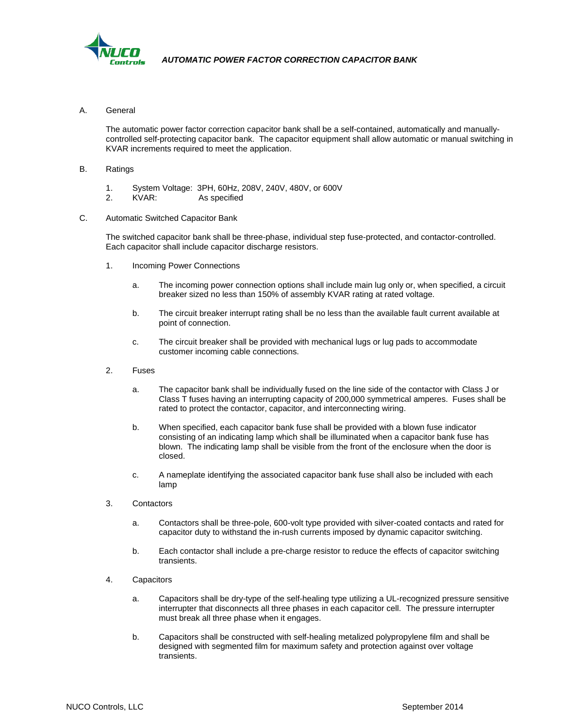# *AUTOMATIC POWER FACTOR CORRECTION CAPACITOR BANK*

A. General

The automatic power factor correction capacitor bank shall be a self-contained, automatically and manually-controlled self-protecting capacitor bank. The capacitor equipment shall allow automatic or manual switching in KVAR increments required to meet the application.

B. Ratings

1. System Voltage: 3PH, 60Hz, 208V, 240V, 480V, or 600V
2. KVAR: As specified

C. Automatic Switched Capacitor Bank

The switched capacitor bank shall be three-phase, individual step fuse-protected, and contactor-controlled. Each capacitor shall include capacitor discharge resistors.

1. Incoming Power Connections

   a. The incoming power connection options shall include main lug only or, when specified, a circuit breaker sized no less than 150% of assembly KVAR rating at rated voltage.

   b. The circuit breaker interrupt rating shall be no less than the available fault current available at point of connection.

   c. The circuit breaker shall be provided with mechanical lugs or lug pads to accommodate customer incoming cable connections.

2. Fuses

   a. The capacitor bank shall be individually fused on the line side of the contactor with Class J or Class T fuses having an interrupting capacity of 200,000 symmetrical amperes. Fuses shall be rated to protect the contactor, capacitor, and interconnecting wiring.

   b. When specified, each capacitor bank fuse shall be provided with a blown fuse indicator consisting of an indicating lamp which shall be illuminated when a capacitor bank fuse has blown. The indicating lamp shall be visible from the front of the enclosure when the door is closed.

   c. A nameplate identifying the associated capacitor bank fuse shall also be included with each lamp

3. Contactors

   a. Contactors shall be three-pole, 600-volt type provided with silver-coated contacts and rated for capacitor duty to withstand the in-rush currents imposed by dynamic capacitor switching.

   b. Each contactor shall include a pre-charge resistor to reduce the effects of capacitor switching transients.

4. Capacitors

   a. Capacitors shall be dry-type of the self-healing type utilizing a UL-recognized pressure sensitive interrupter that disconnects all three phases in each capacitor cell. The pressure interrupter must break all three phase when it engages.

   b. Capacitors shall be constructed with self-healing metalized polypropylene film and shall be designed with segmented film for maximum safety and protection against over voltage transients.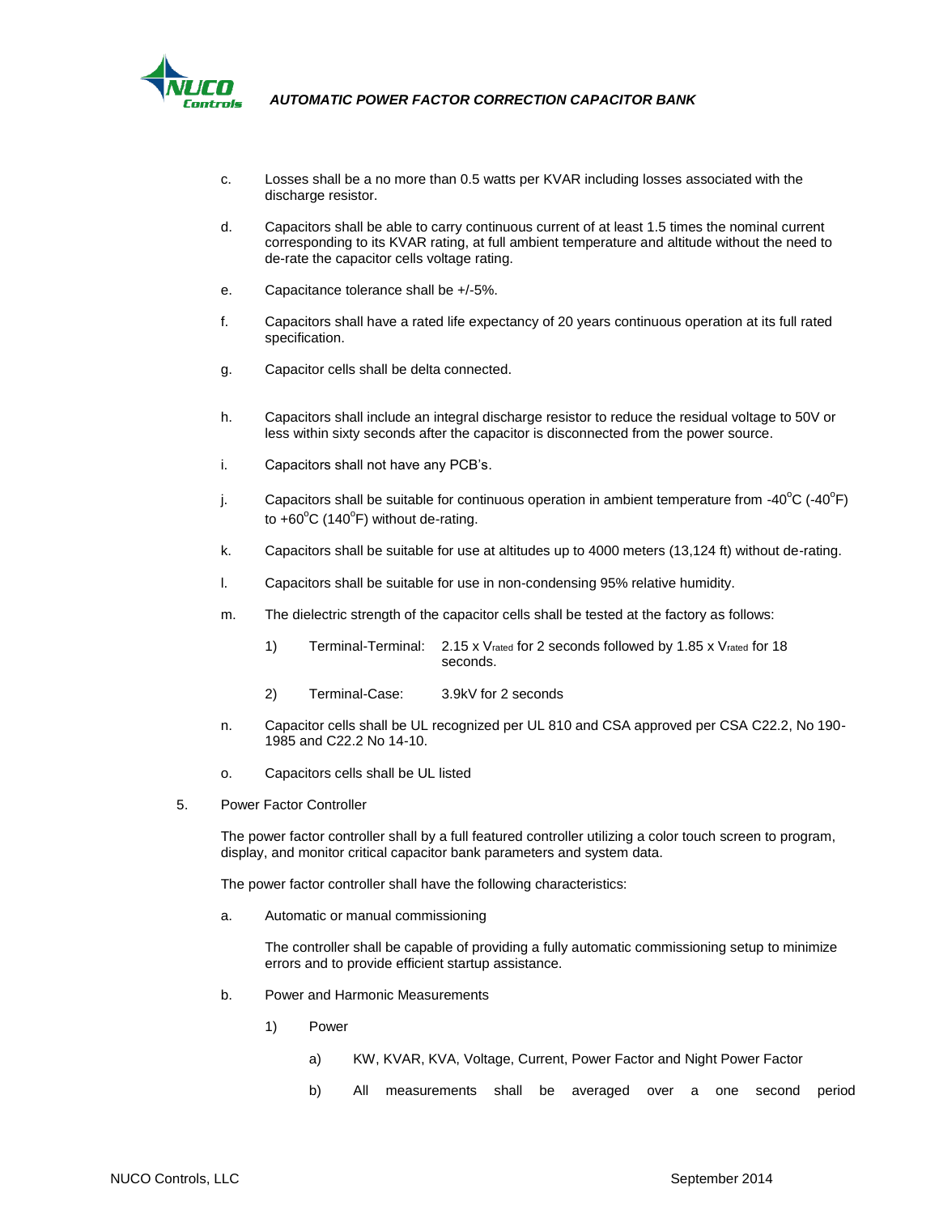c. Losses shall be a no more than 0.5 watts per KVAR including losses associated with the discharge resistor.

d. Capacitors shall be able to carry continuous current of at least 1.5 times the nominal current corresponding to its KVAR rating, at full ambient temperature and altitude without the need to de-rate the capacitor cells voltage rating.

e. Capacitance tolerance shall be +/-5%.

f. Capacitors shall have a rated life expectancy of 20 years continuous operation at its full rated specification.

g. Capacitor cells shall be delta connected.

h. Capacitors shall include an integral discharge resistor to reduce the residual voltage to 50V or less within sixty seconds after the capacitor is disconnected from the power source.

i. Capacitors shall not have any PCB's.

j. Capacitors shall be suitable for continuous operation in ambient temperature from -40°C (-40°F) to +60°C (140°F) without de-rating.

k. Capacitors shall be suitable for use at altitudes up to 4000 meters (13,124 ft) without de-rating.

l. Capacitors shall be suitable for use in non-condensing 95% relative humidity.

m. The dielectric strength of the capacitor cells shall be tested at the factory as follows:

   1) Terminal-Terminal: 2.15 x $V_{rated}$ for 2 seconds followed by 1.85 x $V_{rated}$ for 18 seconds.

   2) Terminal-Case: 3.9kV for 2 seconds

n. Capacitor cells shall be UL recognized per UL 810 and CSA approved per CSA C22.2, No 190-1985 and C22.2 No 14-10.

o. Capacitors cells shall be UL listed

5. Power Factor Controller

The power factor controller shall by a full featured controller utilizing a color touch screen to program, display, and monitor critical capacitor bank parameters and system data.

The power factor controller shall have the following characteristics:

a. Automatic or manual commissioning

   The controller shall be capable of providing a fully automatic commissioning setup to minimize errors and to provide efficient startup assistance.

b. Power and Harmonic Measurements

   1) Power

      a) KW, KVAR, KVA, Voltage, Current, Power Factor and Night Power Factor

      b) All measurements shall be averaged over a one second period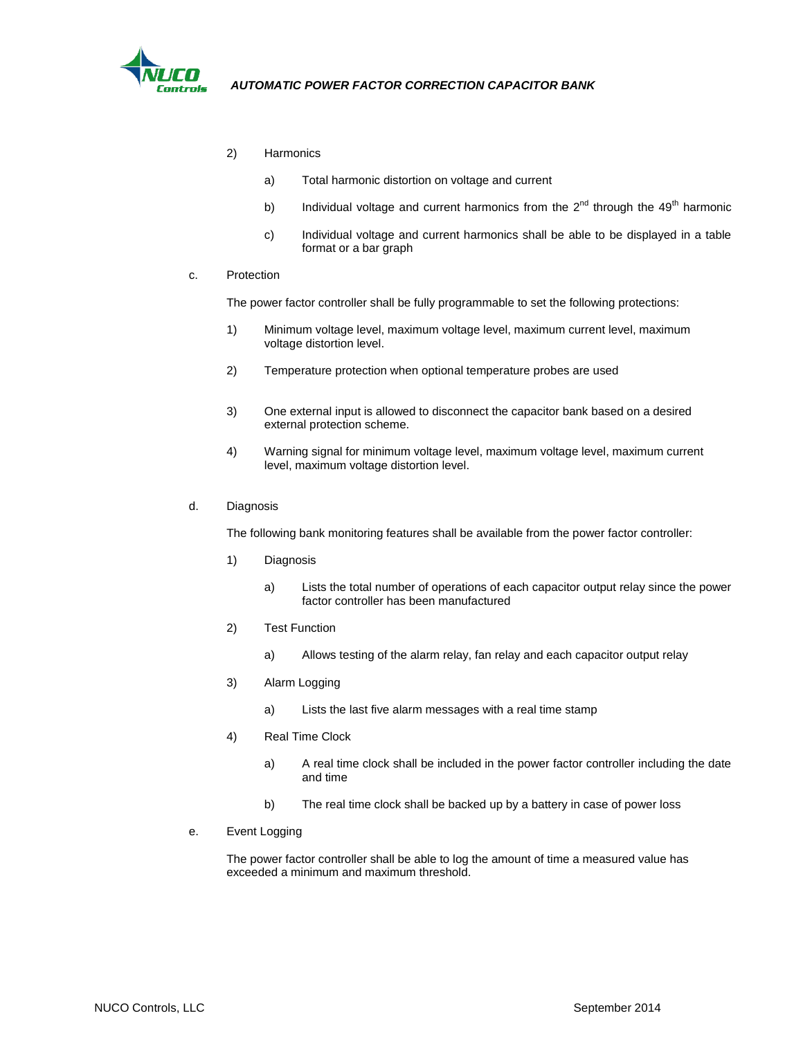2) Harmonics

   a) Total harmonic distortion on voltage and current

   b) Individual voltage and current harmonics from the $2^{nd}$ through the $49^{th}$ harmonic

   c) Individual voltage and current harmonics shall be able to be displayed in a table format or a bar graph

c. Protection

The power factor controller shall be fully programmable to set the following protections:

1) Minimum voltage level, maximum voltage level, maximum current level, maximum voltage distortion level.

2) Temperature protection when optional temperature probes are used

3) One external input is allowed to disconnect the capacitor bank based on a desired external protection scheme.

4) Warning signal for minimum voltage level, maximum voltage level, maximum current level, maximum voltage distortion level.

d. Diagnosis

The following bank monitoring features shall be available from the power factor controller:

1) Diagnosis

   a) Lists the total number of operations of each capacitor output relay since the power factor controller has been manufactured

2) Test Function

   a) Allows testing of the alarm relay, fan relay and each capacitor output relay

3) Alarm Logging

   a) Lists the last five alarm messages with a real time stamp

4) Real Time Clock

   a) A real time clock shall be included in the power factor controller including the date and time

   b) The real time clock shall be backed up by a battery in case of power loss

e. Event Logging

The power factor controller shall be able to log the amount of time a measured value has exceeded a minimum and maximum threshold.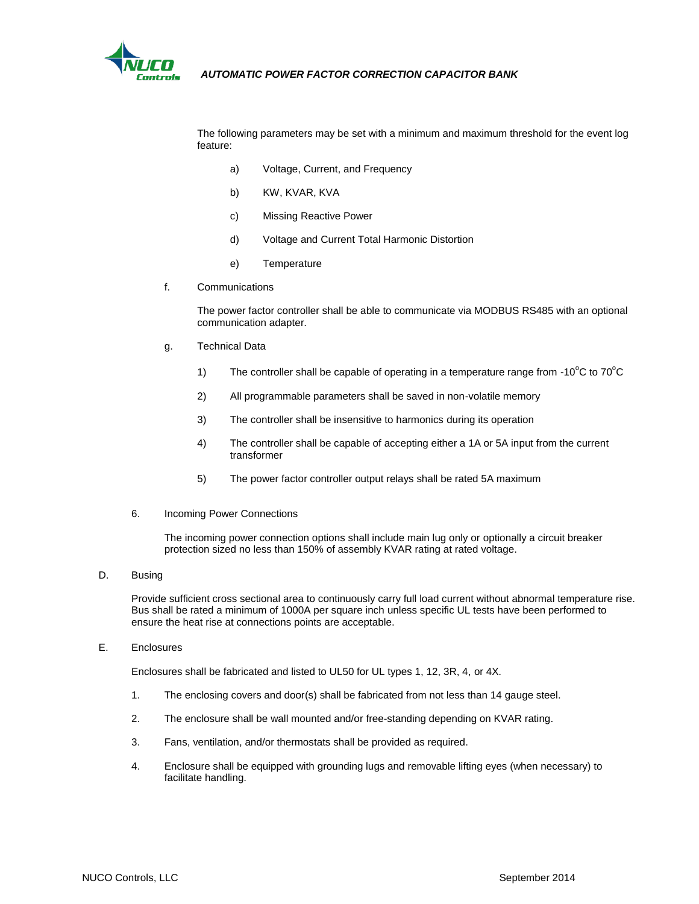The following parameters may be set with a minimum and maximum threshold for the event log feature:

a) Voltage, Current, and Frequency

b) KW, KVAR, KVA

c) Missing Reactive Power

d) Voltage and Current Total Harmonic Distortion

e) Temperature

f. Communications

The power factor controller shall be able to communicate via MODBUS RS485 with an optional communication adapter.

g. Technical Data

1) The controller shall be capable of operating in a temperature range from -10$^{o}$C to 70$^{o}$C

2) All programmable parameters shall be saved in non-volatile memory

3) The controller shall be insensitive to harmonics during its operation

4) The controller shall be capable of accepting either a 1A or 5A input from the current transformer

5) The power factor controller output relays shall be rated 5A maximum

6. Incoming Power Connections

The incoming power connection options shall include main lug only or optionally a circuit breaker protection sized no less than 150% of assembly KVAR rating at rated voltage.

D. Busing

Provide sufficient cross sectional area to continuously carry full load current without abnormal temperature rise. Bus shall be rated a minimum of 1000A per square inch unless specific UL tests have been performed to ensure the heat rise at connections points are acceptable.

E. Enclosures

Enclosures shall be fabricated and listed to UL50 for UL types 1, 12, 3R, 4, or 4X.

1. The enclosing covers and door(s) shall be fabricated from not less than 14 gauge steel.

2. The enclosure shall be wall mounted and/or free-standing depending on KVAR rating.

3. Fans, ventilation, and/or thermostats shall be provided as required.

4. Enclosure shall be equipped with grounding lugs and removable lifting eyes (when necessary) to facilitate handling.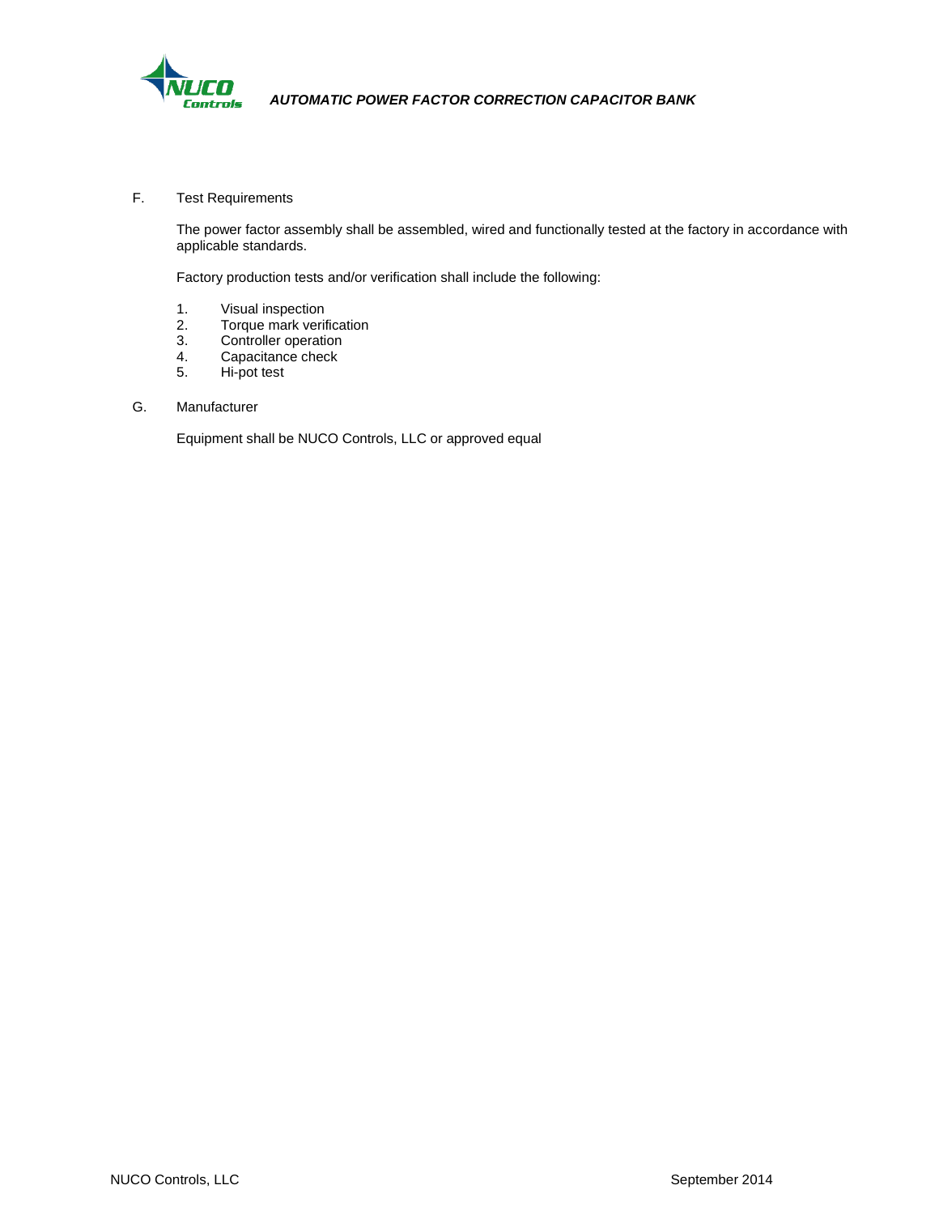F. Test Requirements

The power factor assembly shall be assembled, wired and functionally tested at the factory in accordance with applicable standards.

Factory production tests and/or verification shall include the following:

1. Visual inspection
2. Torque mark verification
3. Controller operation
4. Capacitance check
5. Hi-pot test

G. Manufacturer

Equipment shall be NUCO Controls, LLC or approved equal